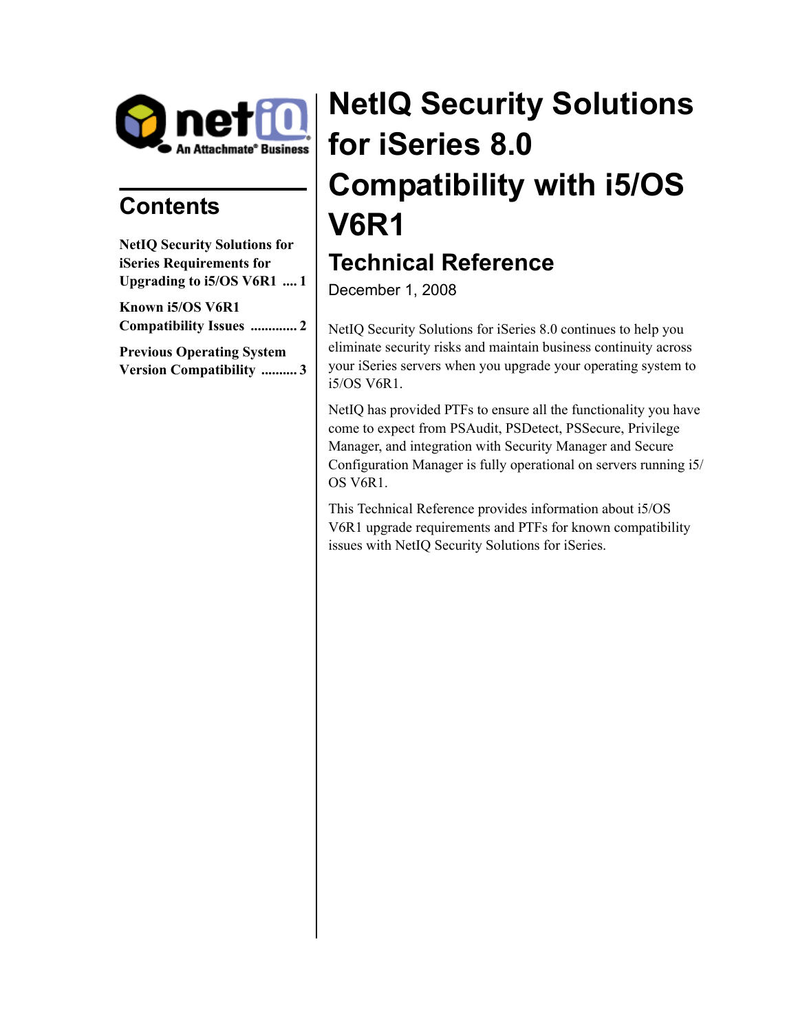# NetIQ Security Solutions for iSeries 8.0 Compatibility with i5/OS V6R1

## Technical Reference

December 1, 2008

## Contents

**NetIQ Security Solutions for iSeries Requirements for Upgrading to i5/OS V6R1 .... 1**

**Known i5/OS V6R1 Compatibility Issues ............. 2**

**Previous Operating System Version Compatibility .......... 3**

NetIQ Security Solutions for iSeries 8.0 continues to help you eliminate security risks and maintain business continuity across your iSeries servers when you upgrade your operating system to i5/OS V6R1.

NetIQ has provided PTFs to ensure all the functionality you have come to expect from PSAudit, PSDetect, PSSecure, Privilege Manager, and integration with Security Manager and Secure Configuration Manager is fully operational on servers running i5/OS V6R1.

This Technical Reference provides information about i5/OS V6R1 upgrade requirements and PTFs for known compatibility issues with NetIQ Security Solutions for iSeries.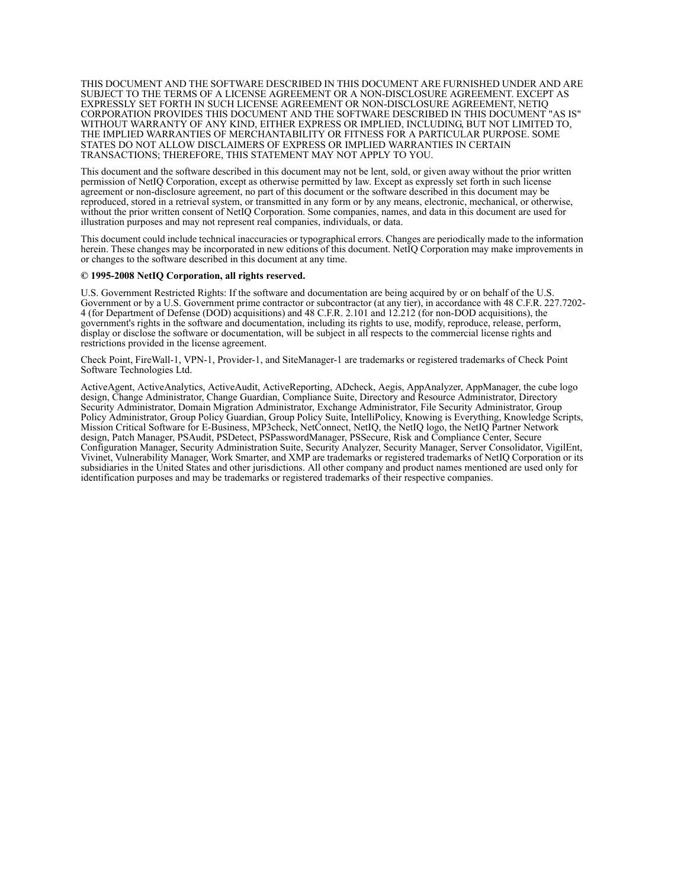THIS DOCUMENT AND THE SOFTWARE DESCRIBED IN THIS DOCUMENT ARE FURNISHED UNDER AND ARE SUBJECT TO THE TERMS OF A LICENSE AGREEMENT OR A NON-DISCLOSURE AGREEMENT. EXCEPT AS EXPRESSLY SET FORTH IN SUCH LICENSE AGREEMENT OR NON-DISCLOSURE AGREEMENT, NETIQ CORPORATION PROVIDES THIS DOCUMENT AND THE SOFTWARE DESCRIBED IN THIS DOCUMENT "AS IS" WITHOUT WARRANTY OF ANY KIND, EITHER EXPRESS OR IMPLIED, INCLUDING, BUT NOT LIMITED TO, THE IMPLIED WARRANTIES OF MERCHANTABILITY OR FITNESS FOR A PARTICULAR PURPOSE. SOME STATES DO NOT ALLOW DISCLAIMERS OF EXPRESS OR IMPLIED WARRANTIES IN CERTAIN TRANSACTIONS; THEREFORE, THIS STATEMENT MAY NOT APPLY TO YOU.

This document and the software described in this document may not be lent, sold, or given away without the prior written permission of NetIQ Corporation, except as otherwise permitted by law. Except as expressly set forth in such license agreement or non-disclosure agreement, no part of this document or the software described in this document may be reproduced, stored in a retrieval system, or transmitted in any form or by any means, electronic, mechanical, or otherwise, without the prior written consent of NetIQ Corporation. Some companies, names, and data in this document are used for illustration purposes and may not represent real companies, individuals, or data.

This document could include technical inaccuracies or typographical errors. Changes are periodically made to the information herein. These changes may be incorporated in new editions of this document. NetIQ Corporation may make improvements in or changes to the software described in this document at any time.

**© 1995-2008 NetIQ Corporation, all rights reserved.**

U.S. Government Restricted Rights: If the software and documentation are being acquired by or on behalf of the U.S. Government or by a U.S. Government prime contractor or subcontractor (at any tier), in accordance with 48 C.F.R. 227.7202-4 (for Department of Defense (DOD) acquisitions) and 48 C.F.R. 2.101 and 12.212 (for non-DOD acquisitions), the government's rights in the software and documentation, including its rights to use, modify, reproduce, release, perform, display or disclose the software or documentation, will be subject in all respects to the commercial license rights and restrictions provided in the license agreement.

Check Point, FireWall-1, VPN-1, Provider-1, and SiteManager-1 are trademarks or registered trademarks of Check Point Software Technologies Ltd.

ActiveAgent, ActiveAnalytics, ActiveAudit, ActiveReporting, ADcheck, Aegis, AppAnalyzer, AppManager, the cube logo design, Change Administrator, Change Guardian, Compliance Suite, Directory and Resource Administrator, Directory Security Administrator, Domain Migration Administrator, Exchange Administrator, File Security Administrator, Group Policy Administrator, Group Policy Guardian, Group Policy Suite, IntelliPolicy, Knowing is Everything, Knowledge Scripts, Mission Critical Software for E-Business, MP3check, NetConnect, NetIQ, the NetIQ logo, the NetIQ Partner Network design, Patch Manager, PSAudit, PSDetect, PSPasswordManager, PSSecure, Risk and Compliance Center, Secure Configuration Manager, Security Administration Suite, Security Analyzer, Security Manager, Server Consolidator, VigilEnt, Vivinet, Vulnerability Manager, Work Smarter, and XMP are trademarks or registered trademarks of NetIQ Corporation or its subsidiaries in the United States and other jurisdictions. All other company and product names mentioned are used only for identification purposes and may be trademarks or registered trademarks of their respective companies.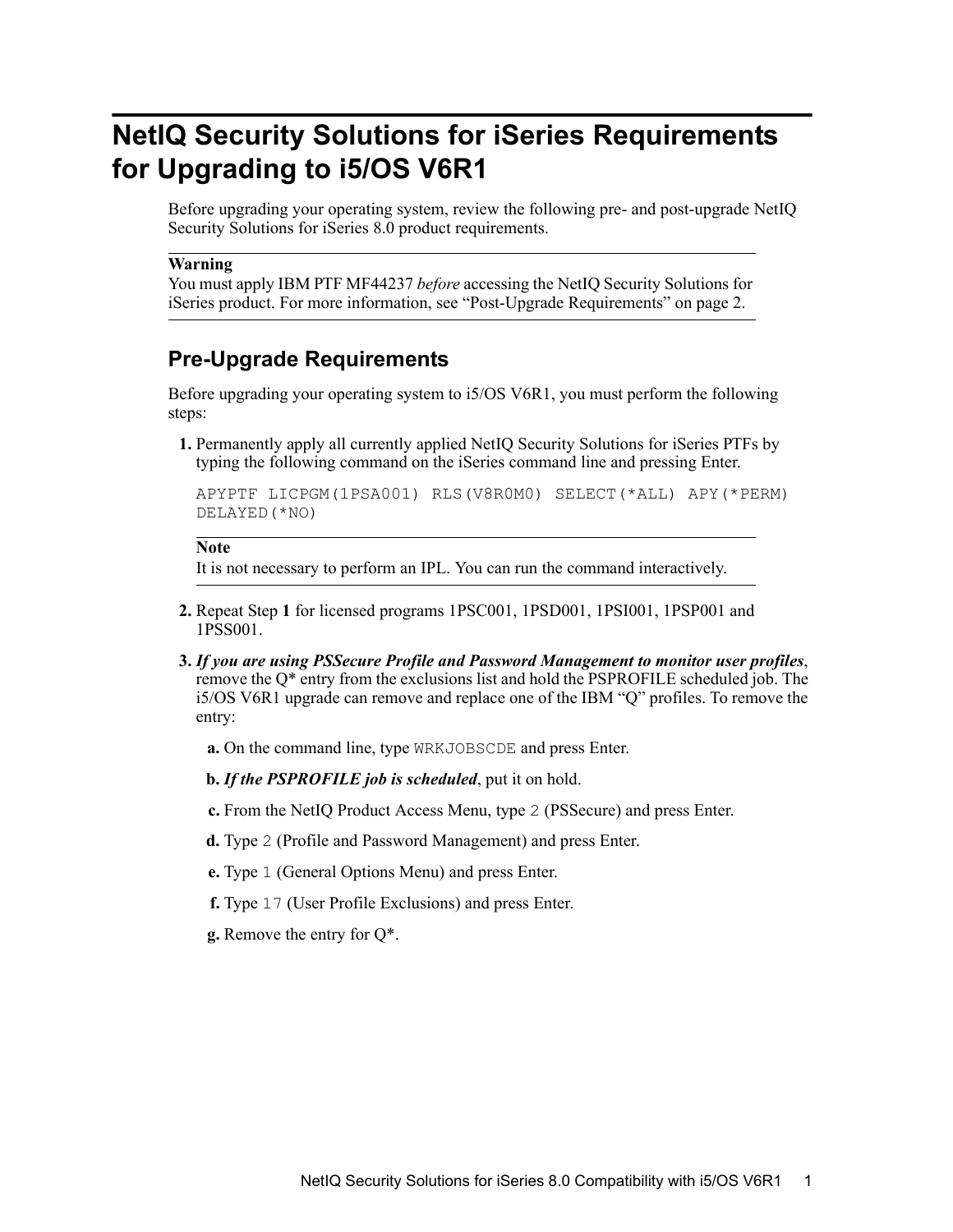# NetIQ Security Solutions for iSeries Requirements for Upgrading to i5/OS V6R1

Before upgrading your operating system, review the following pre- and post-upgrade NetIQ Security Solutions for iSeries 8.0 product requirements.

**Warning**

You must apply IBM PTF MF44237 *before* accessing the NetIQ Security Solutions for iSeries product. For more information, see "Post-Upgrade Requirements" on page 2.

## Pre-Upgrade Requirements

Before upgrading your operating system to i5/OS V6R1, you must perform the following steps:

**1.** Permanently apply all currently applied NetIQ Security Solutions for iSeries PTFs by typing the following command on the iSeries command line and pressing Enter.

```
APYPTF LICPGM(1PSA001) RLS(V8R0M0) SELECT(*ALL) APY(*PERM)
DELAYED(*NO)
```

**Note**

It is not necessary to perform an IPL. You can run the command interactively.

**2.** Repeat Step **1** for licensed programs 1PSC001, 1PSD001, 1PSI001, 1PSP001 and 1PSS001.

**3.** ***If you are using PSSecure Profile and Password Management to monitor user profiles***, remove the Q* entry from the exclusions list and hold the PSPROFILE scheduled job. The i5/OS V6R1 upgrade can remove and replace one of the IBM "Q" profiles. To remove the entry:

- **a.** On the command line, type `WRKJOBSCDE` and press Enter.
- **b.** ***If the PSPROFILE job is scheduled***, put it on hold.
- **c.** From the NetIQ Product Access Menu, type `2` (PSSecure) and press Enter.
- **d.** Type `2` (Profile and Password Management) and press Enter.
- **e.** Type `1` (General Options Menu) and press Enter.
- **f.** Type `17` (User Profile Exclusions) and press Enter.
- **g.** Remove the entry for Q*.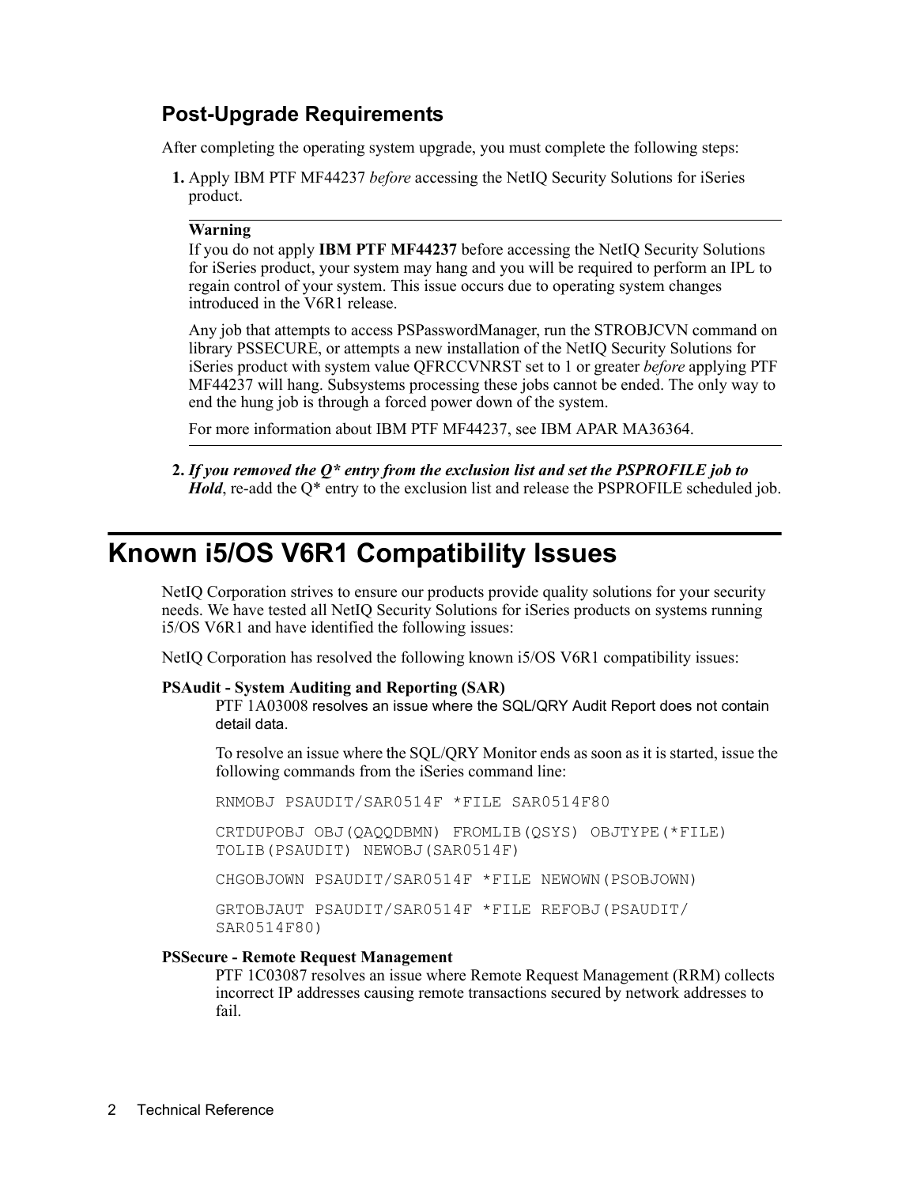### Post-Upgrade Requirements

After completing the operating system upgrade, you must complete the following steps:

1. Apply IBM PTF MF44237 *before* accessing the NetIQ Security Solutions for iSeries product.

---

**Warning**

If you do not apply **IBM PTF MF44237** before accessing the NetIQ Security Solutions for iSeries product, your system may hang and you will be required to perform an IPL to regain control of your system. This issue occurs due to operating system changes introduced in the V6R1 release.

Any job that attempts to access PSPasswordManager, run the STROBJCVN command on library PSSECURE, or attempts a new installation of the NetIQ Security Solutions for iSeries product with system value QFRCCVNRST set to 1 or greater *before* applying PTF MF44237 will hang. Subsystems processing these jobs cannot be ended. The only way to end the hung job is through a forced power down of the system.

For more information about IBM PTF MF44237, see IBM APAR MA36364.

---

2. ***If you removed the Q\* entry from the exclusion list and set the PSPROFILE job to Hold***, re-add the Q* entry to the exclusion list and release the PSPROFILE scheduled job.

## Known i5/OS V6R1 Compatibility Issues

NetIQ Corporation strives to ensure our products provide quality solutions for your security needs. We have tested all NetIQ Security Solutions for iSeries products on systems running i5/OS V6R1 and have identified the following issues:

NetIQ Corporation has resolved the following known i5/OS V6R1 compatibility issues:

**PSAudit - System Auditing and Reporting (SAR)**

PTF 1A03008 resolves an issue where the SQL/QRY Audit Report does not contain detail data.

To resolve an issue where the SQL/QRY Monitor ends as soon as it is started, issue the following commands from the iSeries command line:

```
RNMOBJ PSAUDIT/SAR0514F *FILE SAR0514F80

CRTDUPOBJ OBJ(QAQQDBMN) FROMLIB(QSYS) OBJTYPE(*FILE)
TOLIB(PSAUDIT) NEWOBJ(SAR0514F)

CHGOBJOWN PSAUDIT/SAR0514F *FILE NEWOWN(PSOBJOWN)

GRTOBJAUT PSAUDIT/SAR0514F *FILE REFOBJ(PSAUDIT/
SAR0514F80)
```

**PSSecure - Remote Request Management**

PTF 1C03087 resolves an issue where Remote Request Management (RRM) collects incorrect IP addresses causing remote transactions secured by network addresses to fail.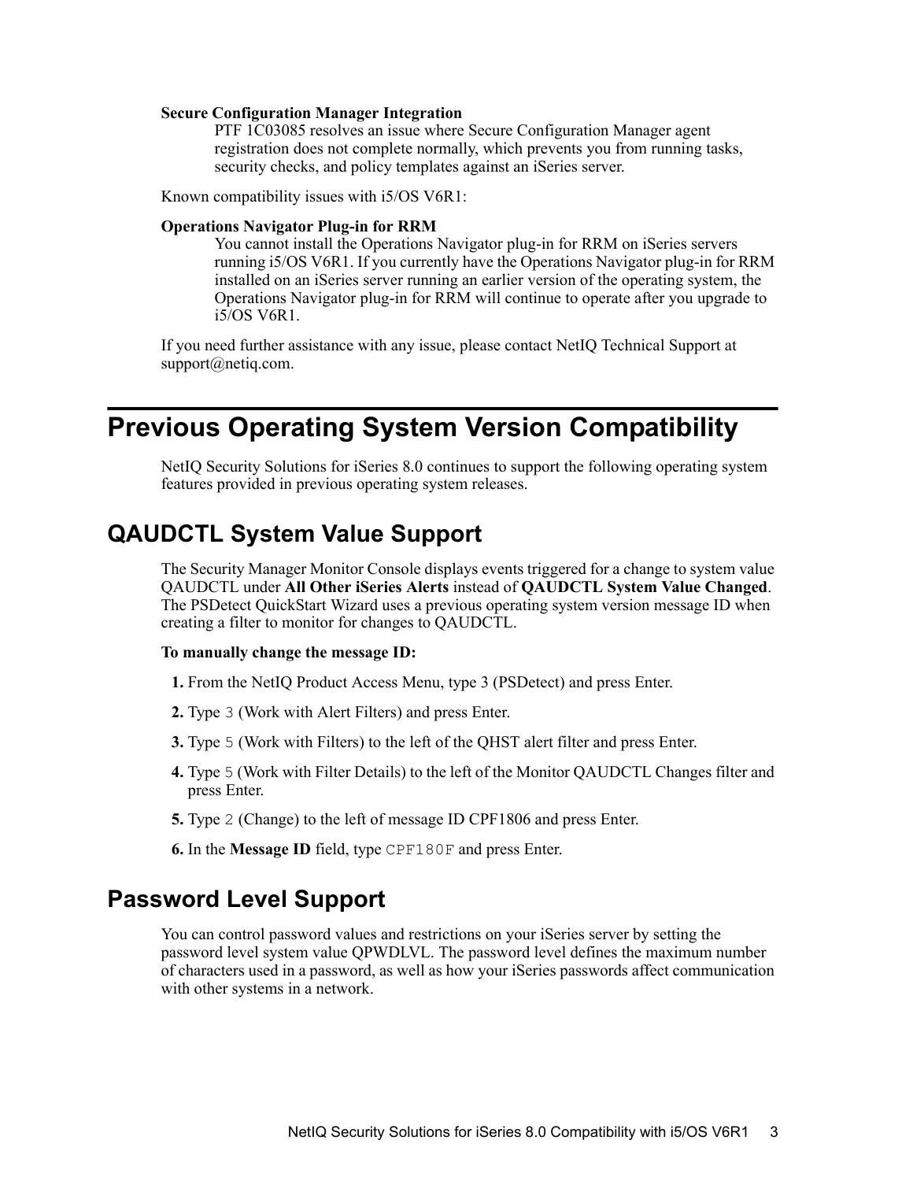**Secure Configuration Manager Integration**

PTF 1C03085 resolves an issue where Secure Configuration Manager agent registration does not complete normally, which prevents you from running tasks, security checks, and policy templates against an iSeries server.

Known compatibility issues with i5/OS V6R1:

**Operations Navigator Plug-in for RRM**

You cannot install the Operations Navigator plug-in for RRM on iSeries servers running i5/OS V6R1. If you currently have the Operations Navigator plug-in for RRM installed on an iSeries server running an earlier version of the operating system, the Operations Navigator plug-in for RRM will continue to operate after you upgrade to i5/OS V6R1.

If you need further assistance with any issue, please contact NetIQ Technical Support at support@netiq.com.

# Previous Operating System Version Compatibility

NetIQ Security Solutions for iSeries 8.0 continues to support the following operating system features provided in previous operating system releases.

## QAUDCTL System Value Support

The Security Manager Monitor Console displays events triggered for a change to system value QAUDCTL under **All Other iSeries Alerts** instead of **QAUDCTL System Value Changed**. The PSDetect QuickStart Wizard uses a previous operating system version message ID when creating a filter to monitor for changes to QAUDCTL.

**To manually change the message ID:**

1. From the NetIQ Product Access Menu, type 3 (PSDetect) and press Enter.
2. Type `3` (Work with Alert Filters) and press Enter.
3. Type `5` (Work with Filters) to the left of the QHST alert filter and press Enter.
4. Type `5` (Work with Filter Details) to the left of the Monitor QAUDCTL Changes filter and press Enter.
5. Type `2` (Change) to the left of message ID CPF1806 and press Enter.
6. In the **Message ID** field, type `CPF180F` and press Enter.

## Password Level Support

You can control password values and restrictions on your iSeries server by setting the password level system value QPWDLVL. The password level defines the maximum number of characters used in a password, as well as how your iSeries passwords affect communication with other systems in a network.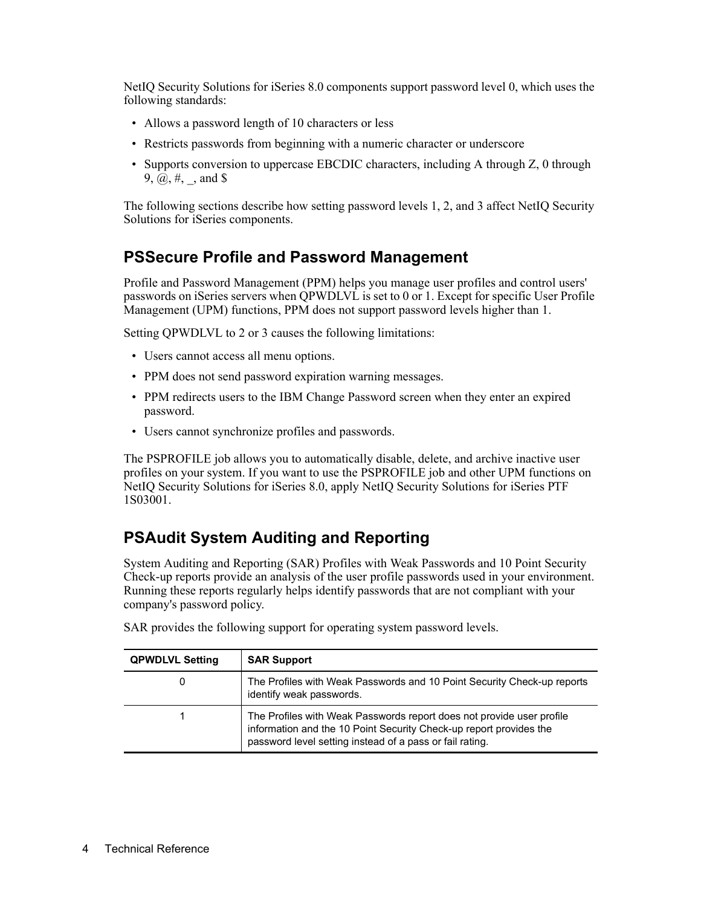NetIQ Security Solutions for iSeries 8.0 components support password level 0, which uses the following standards:

- Allows a password length of 10 characters or less
- Restricts passwords from beginning with a numeric character or underscore
- Supports conversion to uppercase EBCDIC characters, including A through Z, 0 through 9, @, #, _, and $

The following sections describe how setting password levels 1, 2, and 3 affect NetIQ Security Solutions for iSeries components.

## PSSecure Profile and Password Management

Profile and Password Management (PPM) helps you manage user profiles and control users' passwords on iSeries servers when QPWDLVL is set to 0 or 1. Except for specific User Profile Management (UPM) functions, PPM does not support password levels higher than 1.

Setting QPWDLVL to 2 or 3 causes the following limitations:

- Users cannot access all menu options.
- PPM does not send password expiration warning messages.
- PPM redirects users to the IBM Change Password screen when they enter an expired password.
- Users cannot synchronize profiles and passwords.

The PSPROFILE job allows you to automatically disable, delete, and archive inactive user profiles on your system. If you want to use the PSPROFILE job and other UPM functions on NetIQ Security Solutions for iSeries 8.0, apply NetIQ Security Solutions for iSeries PTF 1S03001.

## PSAudit System Auditing and Reporting

System Auditing and Reporting (SAR) Profiles with Weak Passwords and 10 Point Security Check-up reports provide an analysis of the user profile passwords used in your environment. Running these reports regularly helps identify passwords that are not compliant with your company's password policy.

SAR provides the following support for operating system password levels.

| QPWDLVL Setting | SAR Support |
| --- | --- |
| 0 | The Profiles with Weak Passwords and 10 Point Security Check-up reports identify weak passwords. |
| 1 | The Profiles with Weak Passwords report does not provide user profile information and the 10 Point Security Check-up report provides the password level setting instead of a pass or fail rating. |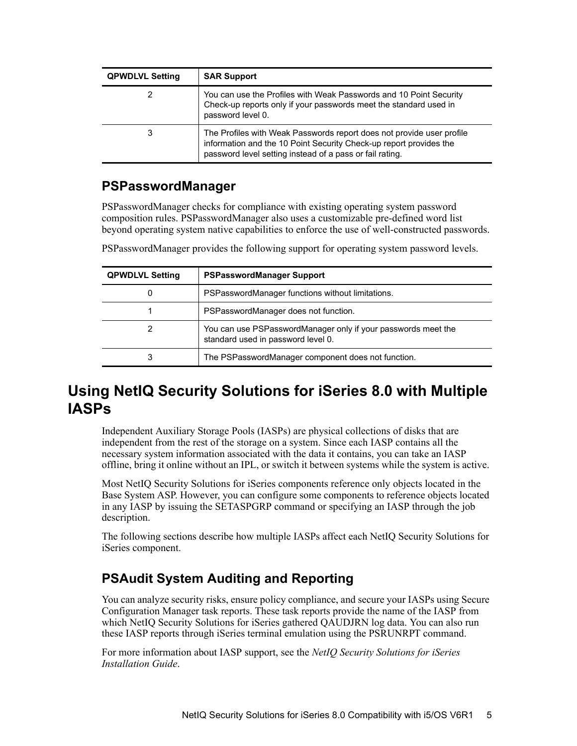| QPWDLVL Setting | SAR Support |
|---|---|
| 2 | You can use the Profiles with Weak Passwords and 10 Point Security Check-up reports only if your passwords meet the standard used in password level 0. |
| 3 | The Profiles with Weak Passwords report does not provide user profile information and the 10 Point Security Check-up report provides the password level setting instead of a pass or fail rating. |

### PSPasswordManager

PSPasswordManager checks for compliance with existing operating system password composition rules. PSPasswordManager also uses a customizable pre-defined word list beyond operating system native capabilities to enforce the use of well-constructed passwords.

PSPasswordManager provides the following support for operating system password levels.

| QPWDLVL Setting | PSPasswordManager Support |
|---|---|
| 0 | PSPasswordManager functions without limitations. |
| 1 | PSPasswordManager does not function. |
| 2 | You can use PSPasswordManager only if your passwords meet the standard used in password level 0. |
| 3 | The PSPasswordManager component does not function. |

## Using NetIQ Security Solutions for iSeries 8.0 with Multiple IASPs

Independent Auxiliary Storage Pools (IASPs) are physical collections of disks that are independent from the rest of the storage on a system. Since each IASP contains all the necessary system information associated with the data it contains, you can take an IASP offline, bring it online without an IPL, or switch it between systems while the system is active.

Most NetIQ Security Solutions for iSeries components reference only objects located in the Base System ASP. However, you can configure some components to reference objects located in any IASP by issuing the SETASPGRP command or specifying an IASP through the job description.

The following sections describe how multiple IASPs affect each NetIQ Security Solutions for iSeries component.

### PSAudit System Auditing and Reporting

You can analyze security risks, ensure policy compliance, and secure your IASPs using Secure Configuration Manager task reports. These task reports provide the name of the IASP from which NetIQ Security Solutions for iSeries gathered QAUDJRN log data. You can also run these IASP reports through iSeries terminal emulation using the PSRUNRPT command.

For more information about IASP support, see the *NetIQ Security Solutions for iSeries Installation Guide*.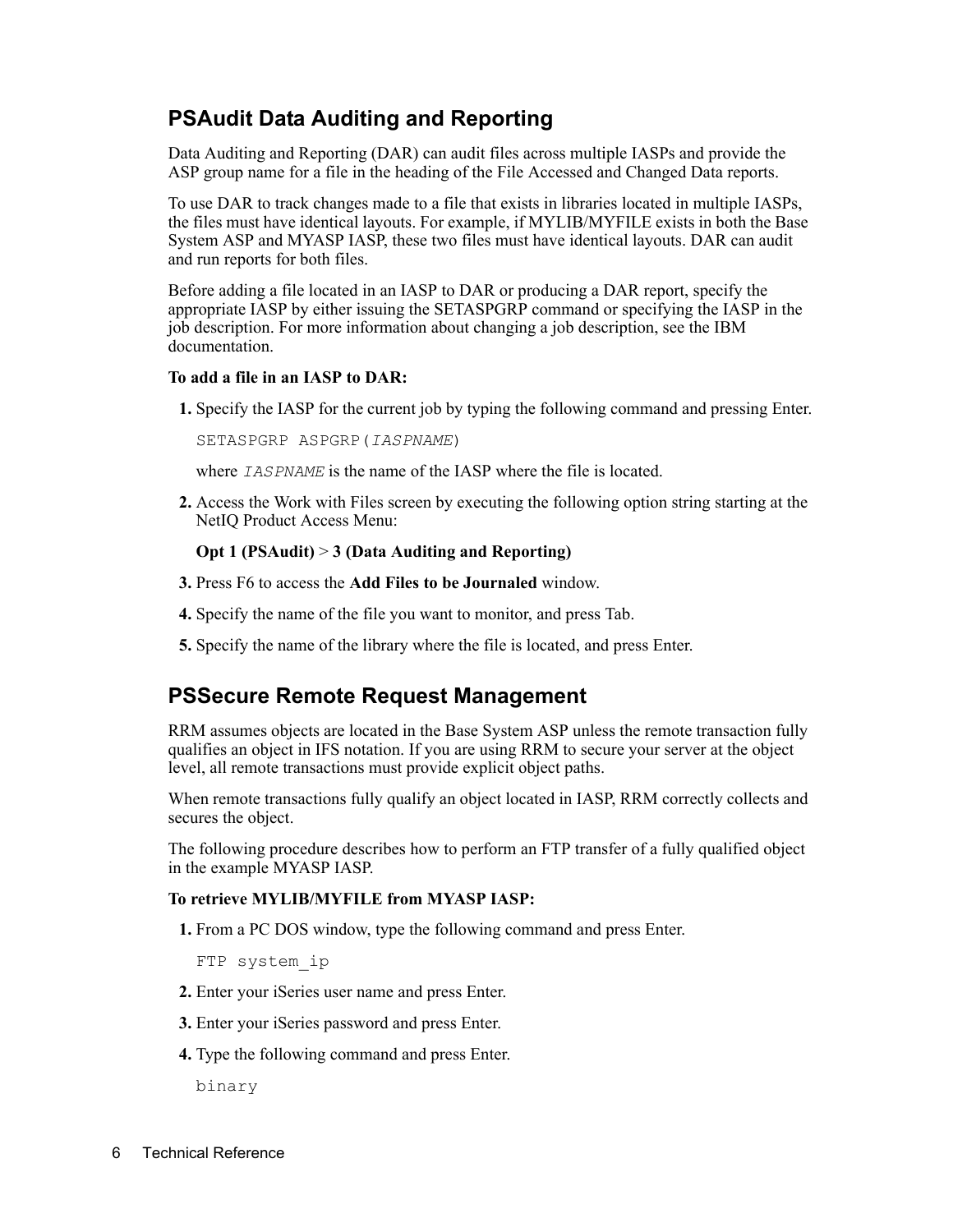## PSAudit Data Auditing and Reporting

Data Auditing and Reporting (DAR) can audit files across multiple IASPs and provide the ASP group name for a file in the heading of the File Accessed and Changed Data reports.

To use DAR to track changes made to a file that exists in libraries located in multiple IASPs, the files must have identical layouts. For example, if MYLIB/MYFILE exists in both the Base System ASP and MYASP IASP, these two files must have identical layouts. DAR can audit and run reports for both files.

Before adding a file located in an IASP to DAR or producing a DAR report, specify the appropriate IASP by either issuing the SETASPGRP command or specifying the IASP in the job description. For more information about changing a job description, see the IBM documentation.

**To add a file in an IASP to DAR:**

1. Specify the IASP for the current job by typing the following command and pressing Enter.

   ```
   SETASPGRP ASPGRP(IASPNAME)
   ```

   where *`IASPNAME`* is the name of the IASP where the file is located.

2. Access the Work with Files screen by executing the following option string starting at the NetIQ Product Access Menu:

   **Opt 1 (PSAudit)** > **3 (Data Auditing and Reporting)**

3. Press F6 to access the **Add Files to be Journaled** window.
4. Specify the name of the file you want to monitor, and press Tab.
5. Specify the name of the library where the file is located, and press Enter.

## PSSecure Remote Request Management

RRM assumes objects are located in the Base System ASP unless the remote transaction fully qualifies an object in IFS notation. If you are using RRM to secure your server at the object level, all remote transactions must provide explicit object paths.

When remote transactions fully qualify an object located in IASP, RRM correctly collects and secures the object.

The following procedure describes how to perform an FTP transfer of a fully qualified object in the example MYASP IASP.

**To retrieve MYLIB/MYFILE from MYASP IASP:**

1. From a PC DOS window, type the following command and press Enter.

   ```
   FTP system_ip
   ```

2. Enter your iSeries user name and press Enter.
3. Enter your iSeries password and press Enter.
4. Type the following command and press Enter.

   ```
   binary
   ```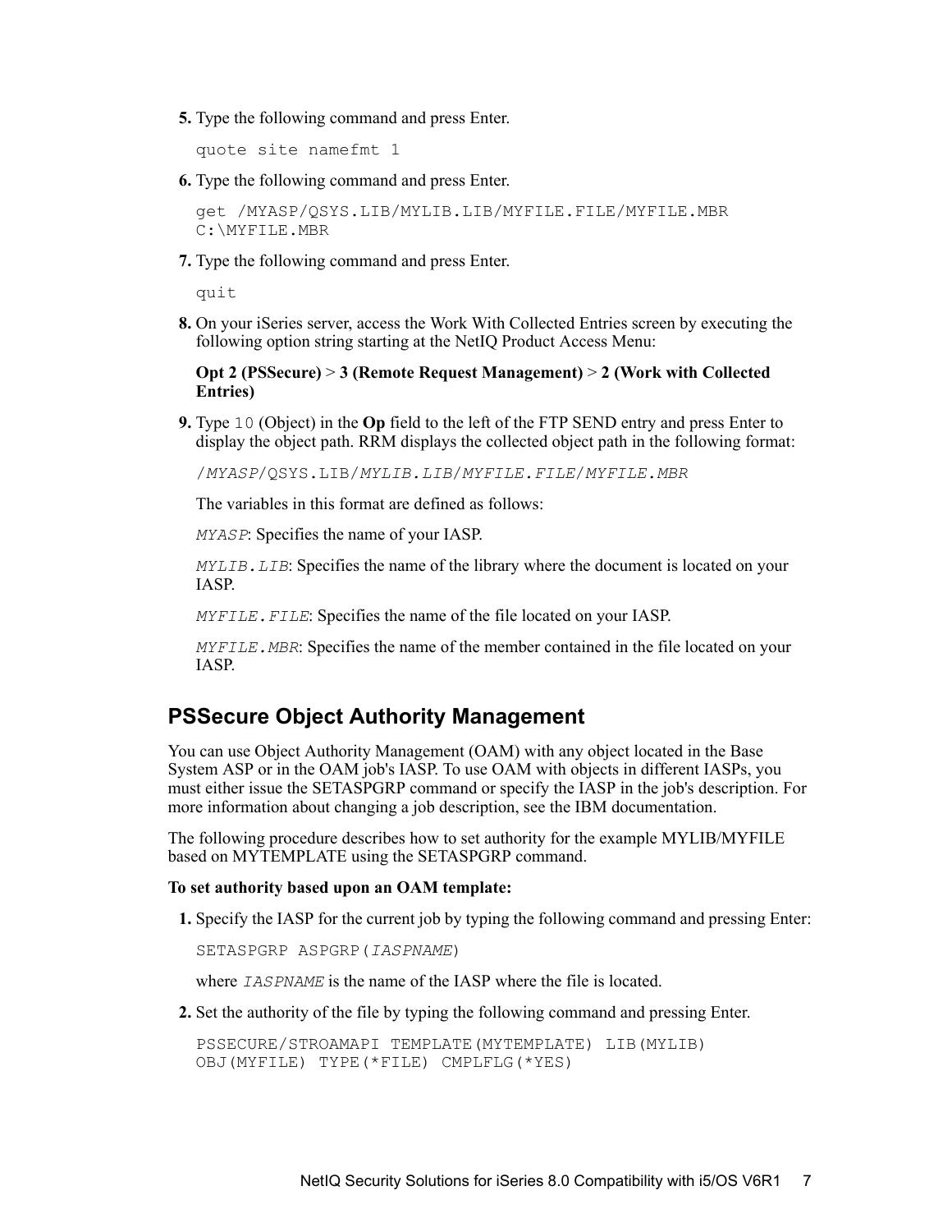5. Type the following command and press Enter.

   ```
   quote site namefmt 1
   ```

6. Type the following command and press Enter.

   ```
   get /MYASP/QSYS.LIB/MYLIB.LIB/MYFILE.FILE/MYFILE.MBR
   C:\MYFILE.MBR
   ```

7. Type the following command and press Enter.

   ```
   quit
   ```

8. On your iSeries server, access the Work With Collected Entries screen by executing the following option string starting at the NetIQ Product Access Menu:

   **Opt 2 (PSSecure)** > **3 (Remote Request Management)** > **2 (Work with Collected Entries)**

9. Type `10` (Object) in the **Op** field to the left of the FTP SEND entry and press Enter to display the object path. RRM displays the collected object path in the following format:

   /*MYASP*/QSYS.LIB/*MYLIB.LIB*/*MYFILE.FILE*/*MYFILE.MBR*

   The variables in this format are defined as follows:

   *MYASP*: Specifies the name of your IASP.

   *MYLIB.LIB*: Specifies the name of the library where the document is located on your IASP.

   *MYFILE.FILE*: Specifies the name of the file located on your IASP.

   *MYFILE.MBR*: Specifies the name of the member contained in the file located on your IASP.

## PSSecure Object Authority Management

You can use Object Authority Management (OAM) with any object located in the Base System ASP or in the OAM job's IASP. To use OAM with objects in different IASPs, you must either issue the SETASPGRP command or specify the IASP in the job's description. For more information about changing a job description, see the IBM documentation.

The following procedure describes how to set authority for the example MYLIB/MYFILE based on MYTEMPLATE using the SETASPGRP command.

**To set authority based upon an OAM template:**

1. Specify the IASP for the current job by typing the following command and pressing Enter:

   SETASPGRP ASPGRP(*IASPNAME*)

   where *IASPNAME* is the name of the IASP where the file is located.

2. Set the authority of the file by typing the following command and pressing Enter.

   ```
   PSSECURE/STROAMAPI TEMPLATE(MYTEMPLATE) LIB(MYLIB)
   OBJ(MYFILE) TYPE(*FILE) CMPLFLG(*YES)
   ```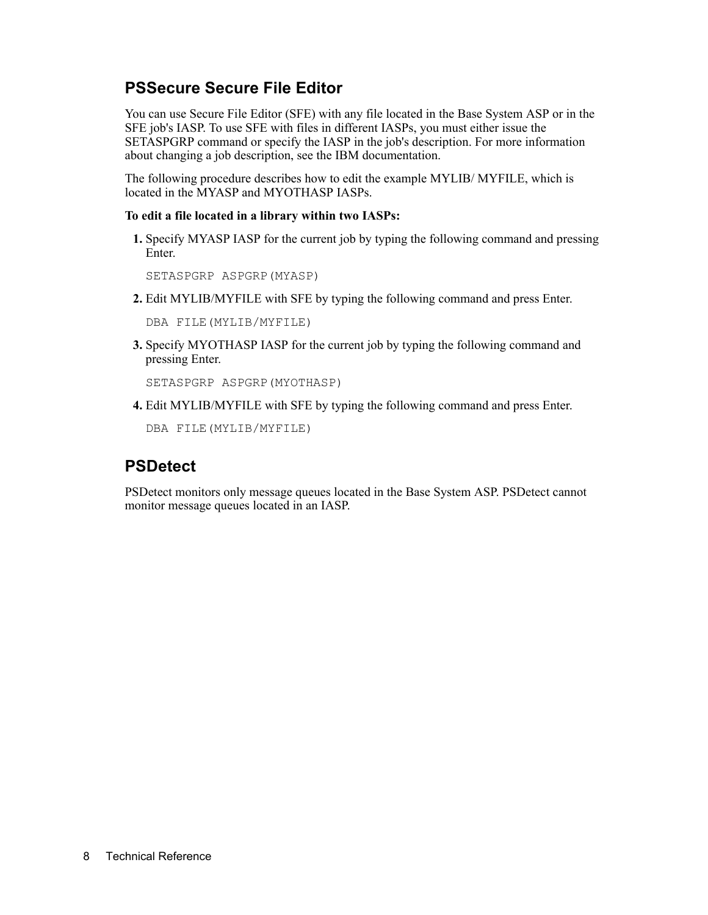## PSSecure Secure File Editor

You can use Secure File Editor (SFE) with any file located in the Base System ASP or in the SFE job's IASP. To use SFE with files in different IASPs, you must either issue the SETASPGRP command or specify the IASP in the job's description. For more information about changing a job description, see the IBM documentation.

The following procedure describes how to edit the example MYLIB/ MYFILE, which is located in the MYASP and MYOTHASP IASPs.

**To edit a file located in a library within two IASPs:**

1. Specify MYASP IASP for the current job by typing the following command and pressing Enter.

   ```
   SETASPGRP ASPGRP(MYASP)
   ```

2. Edit MYLIB/MYFILE with SFE by typing the following command and press Enter.

   ```
   DBA FILE(MYLIB/MYFILE)
   ```

3. Specify MYOTHASP IASP for the current job by typing the following command and pressing Enter.

   ```
   SETASPGRP ASPGRP(MYOTHASP)
   ```

4. Edit MYLIB/MYFILE with SFE by typing the following command and press Enter.

   ```
   DBA FILE(MYLIB/MYFILE)
   ```

## PSDetect

PSDetect monitors only message queues located in the Base System ASP. PSDetect cannot monitor message queues located in an IASP.